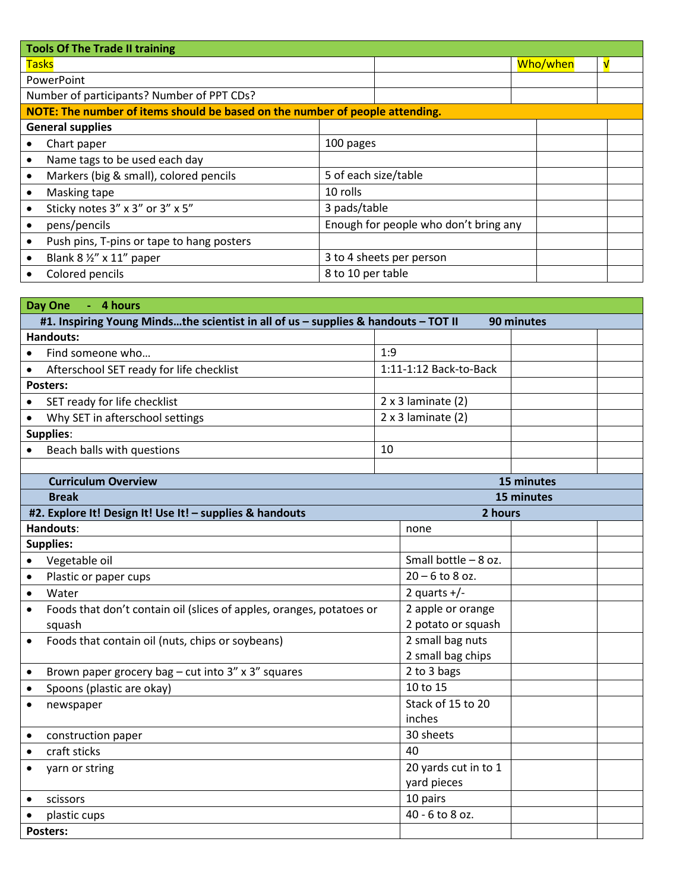| Tools Of The Trade II training | | | |
|---|---|---|---|
| Tasks | | Who/when | √ |
| PowerPoint | | | |
| Number of participants? Number of PPT CDs? | | | |
| **NOTE: The number of items should be based on the number of people attending.** | | | |
| **General supplies** | | | |
| • Chart paper | 100 pages | | |
| • Name tags to be used each day | | | |
| • Markers (big & small), colored pencils | 5 of each size/table | | |
| • Masking tape | 10 rolls | | |
| • Sticky notes 3" x 3" or 3" x 5" | 3 pads/table | | |
| • pens/pencils | Enough for people who don't bring any | | |
| • Push pins, T-pins or tape to hang posters | | | |
| • Blank 8 ½" x 11" paper | 3 to 4 sheets per person | | |
| • Colored pencils | 8 to 10 per table | | |

| Day One - 4 hours | | | |
|---|---|---|---|
| **#1. Inspiring Young Minds…the scientist in all of us – supplies & handouts – TOT II 90 minutes** | | | |
| **Handouts:** | | | |
| • Find someone who… | 1:9 | | |
| • Afterschool SET ready for life checklist | 1:11-1:12 Back-to-Back | | |
| **Posters:** | | | |
| • SET ready for life checklist | 2 x 3 laminate (2) | | |
| • Why SET in afterschool settings | 2 x 3 laminate (2) | | |
| **Supplies**: | | | |
| • Beach balls with questions | 10 | | |
| | | | |
| **Curriculum Overview** | **15 minutes** | | |
| **Break** | **15 minutes** | | |
| **#2. Explore It! Design It! Use It! – supplies & handouts** | **2 hours** | | |
| **Handouts**: | none | | |
| **Supplies:** | | | |
| • Vegetable oil | Small bottle – 8 oz. | | |
| • Plastic or paper cups | 20 – 6 to 8 oz. | | |
| • Water | 2 quarts +/- | | |
| • Foods that don't contain oil (slices of apples, oranges, potatoes or squash | 2 apple or orange<br>2 potato or squash | | |
| • Foods that contain oil (nuts, chips or soybeans) | 2 small bag nuts<br>2 small bag chips | | |
| • Brown paper grocery bag – cut into 3" x 3" squares | 2 to 3 bags | | |
| • Spoons (plastic are okay) | 10 to 15 | | |
| • newspaper | Stack of 15 to 20 inches | | |
| • construction paper | 30 sheets | | |
| • craft sticks | 40 | | |
| • yarn or string | 20 yards cut in to 1 yard pieces | | |
| • scissors | 10 pairs | | |
| • plastic cups | 40 - 6 to 8 oz. | | |
| **Posters:** | | | |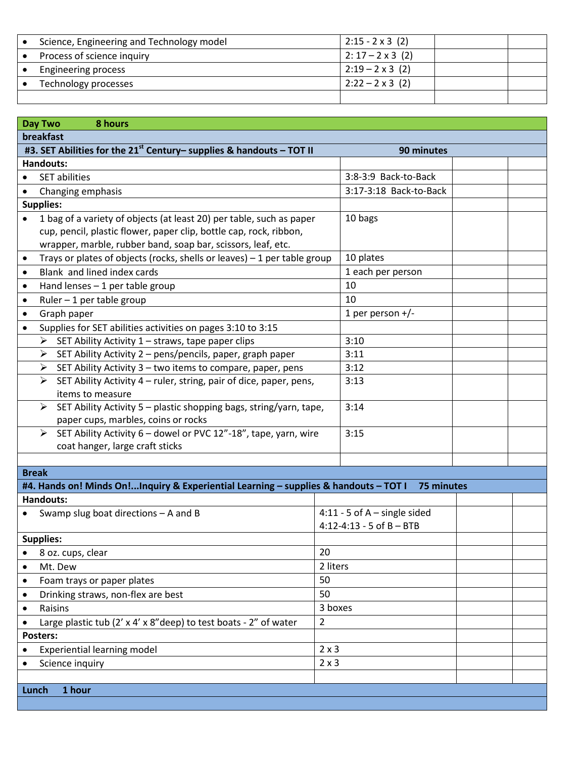| | | | |
|---|---|---|---|
| • Science, Engineering and Technology model | 2:15 - 2 x 3 (2) | | |
| • Process of science inquiry | 2: 17 – 2 x 3 (2) | | |
| • Engineering process | 2:19 – 2 x 3 (2) | | |
| • Technology processes | 2:22 – 2 x 3 (2) | | |
| | | | |

| **Day Two 8 hours** | | | |
|---|---|---|---|
| **breakfast** | | | |
| **#3. SET Abilities for the 21st Century– supplies & handouts – TOT II** | **90 minutes** | | |
| **Handouts:** | | | |
| • SET abilities | 3:8-3:9 Back-to-Back | | |
| • Changing emphasis | 3:17-3:18 Back-to-Back | | |
| **Supplies:** | | | |
| • 1 bag of a variety of objects (at least 20) per table, such as paper cup, pencil, plastic flower, paper clip, bottle cap, rock, ribbon, wrapper, marble, rubber band, soap bar, scissors, leaf, etc. | 10 bags | | |
| • Trays or plates of objects (rocks, shells or leaves) – 1 per table group | 10 plates | | |
| • Blank and lined index cards | 1 each per person | | |
| • Hand lenses – 1 per table group | 10 | | |
| • Ruler – 1 per table group | 10 | | |
| • Graph paper | 1 per person +/- | | |
| • Supplies for SET abilities activities on pages 3:10 to 3:15 | | | |
| ➢ SET Ability Activity 1 – straws, tape paper clips | 3:10 | | |
| ➢ SET Ability Activity 2 – pens/pencils, paper, graph paper | 3:11 | | |
| ➢ SET Ability Activity 3 – two items to compare, paper, pens | 3:12 | | |
| ➢ SET Ability Activity 4 – ruler, string, pair of dice, paper, pens, items to measure | 3:13 | | |
| ➢ SET Ability Activity 5 – plastic shopping bags, string/yarn, tape, paper cups, marbles, coins or rocks | 3:14 | | |
| ➢ SET Ability Activity 6 – dowel or PVC 12”-18”, tape, yarn, wire coat hanger, large craft sticks | 3:15 | | |
| | | | |
| **Break** | | | |
| **#4. Hands on! Minds On!...Inquiry & Experiential Learning – supplies & handouts – TOT I** | **75 minutes** | | |
| **Handouts:** | | | |
| • Swamp slug boat directions – A and B | 4:11 - 5 of A – single sided<br>4:12-4:13 - 5 of B – BTB | | |
| **Supplies:** | | | |
| • 8 oz. cups, clear | 20 | | |
| • Mt. Dew | 2 liters | | |
| • Foam trays or paper plates | 50 | | |
| • Drinking straws, non-flex are best | 50 | | |
| • Raisins | 3 boxes | | |
| • Large plastic tub (2’ x 4’ x 8”deep) to test boats - 2” of water | 2 | | |
| **Posters:** | | | |
| • Experiential learning model | 2 x 3 | | |
| • Science inquiry | 2 x 3 | | |
| | | | |
| **Lunch 1 hour** | | | |
| | | | |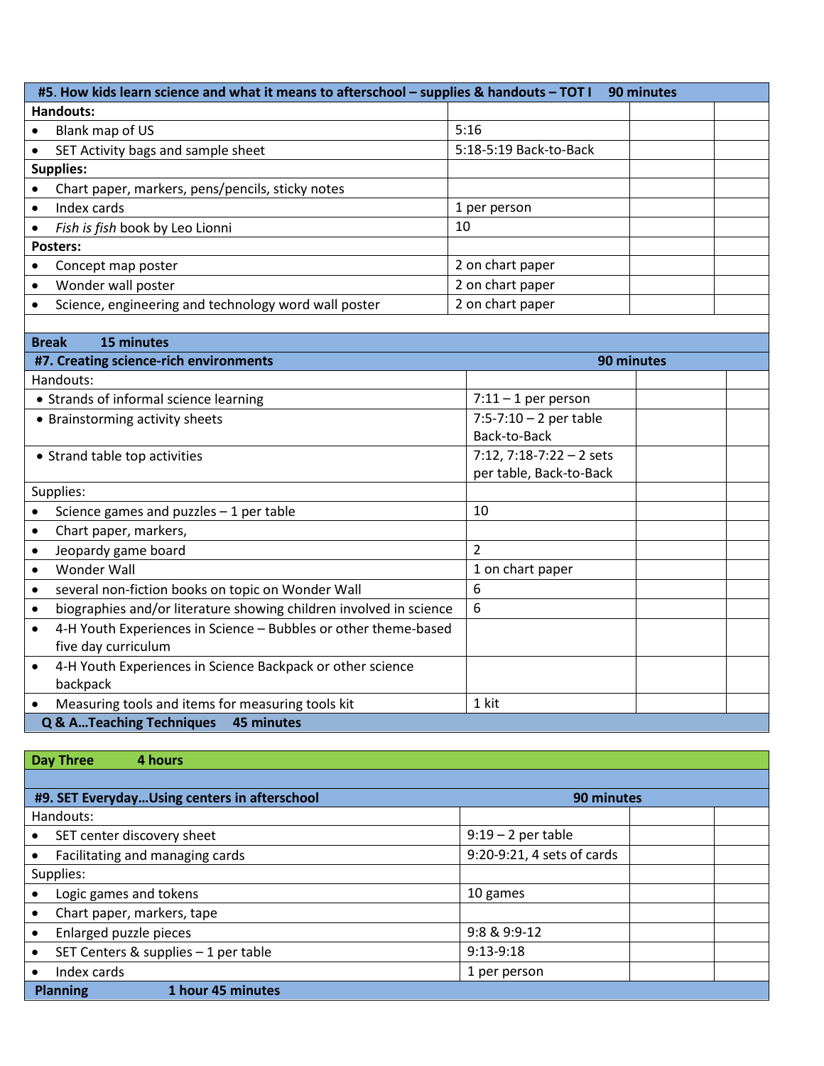| #5. How kids learn science and what it means to afterschool – supplies & handouts – TOT I 90 minutes | | | |
|---|---|---|---|
| **Handouts:** | | | |
| • Blank map of US | 5:16 | | |
| • SET Activity bags and sample sheet | 5:18-5:19 Back-to-Back | | |
| **Supplies:** | | | |
| • Chart paper, markers, pens/pencils, sticky notes | | | |
| • Index cards | 1 per person | | |
| • *Fish is fish* book by Leo Lionni | 10 | | |
| **Posters:** | | | |
| • Concept map poster | 2 on chart paper | | |
| • Wonder wall poster | 2 on chart paper | | |
| • Science, engineering and technology word wall poster | 2 on chart paper | | |

**Break 15 minutes**

| #7. Creating science-rich environments 90 minutes | | | |
|---|---|---|---|
| Handouts: | | | |
| • Strands of informal science learning | 7:11 – 1 per person | | |
| • Brainstorming activity sheets | 7:5-7:10 – 2 per table Back-to-Back | | |
| • Strand table top activities | 7:12, 7:18-7:22 – 2 sets per table, Back-to-Back | | |
| Supplies: | | | |
| • Science games and puzzles – 1 per table | 10 | | |
| • Chart paper, markers, | | | |
| • Jeopardy game board | 2 | | |
| • Wonder Wall | 1 on chart paper | | |
| • several non-fiction books on topic on Wonder Wall | 6 | | |
| • biographies and/or literature showing children involved in science | 6 | | |
| • 4-H Youth Experiences in Science – Bubbles or other theme-based five day curriculum | | | |
| • 4-H Youth Experiences in Science Backpack or other science backpack | | | |
| • Measuring tools and items for measuring tools kit | 1 kit | | |

**Q & A…Teaching Techniques 45 minutes**

**Day Three 4 hours**

| #9. SET Everyday…Using centers in afterschool 90 minutes | | | |
|---|---|---|---|
| Handouts: | | | |
| • SET center discovery sheet | 9:19 – 2 per table | | |
| • Facilitating and managing cards | 9:20-9:21, 4 sets of cards | | |
| Supplies: | | | |
| • Logic games and tokens | 10 games | | |
| • Chart paper, markers, tape | | | |
| • Enlarged puzzle pieces | 9:8 & 9:9-12 | | |
| • SET Centers & supplies – 1 per table | 9:13-9:18 | | |
| • Index cards | 1 per person | | |

**Planning 1 hour 45 minutes**